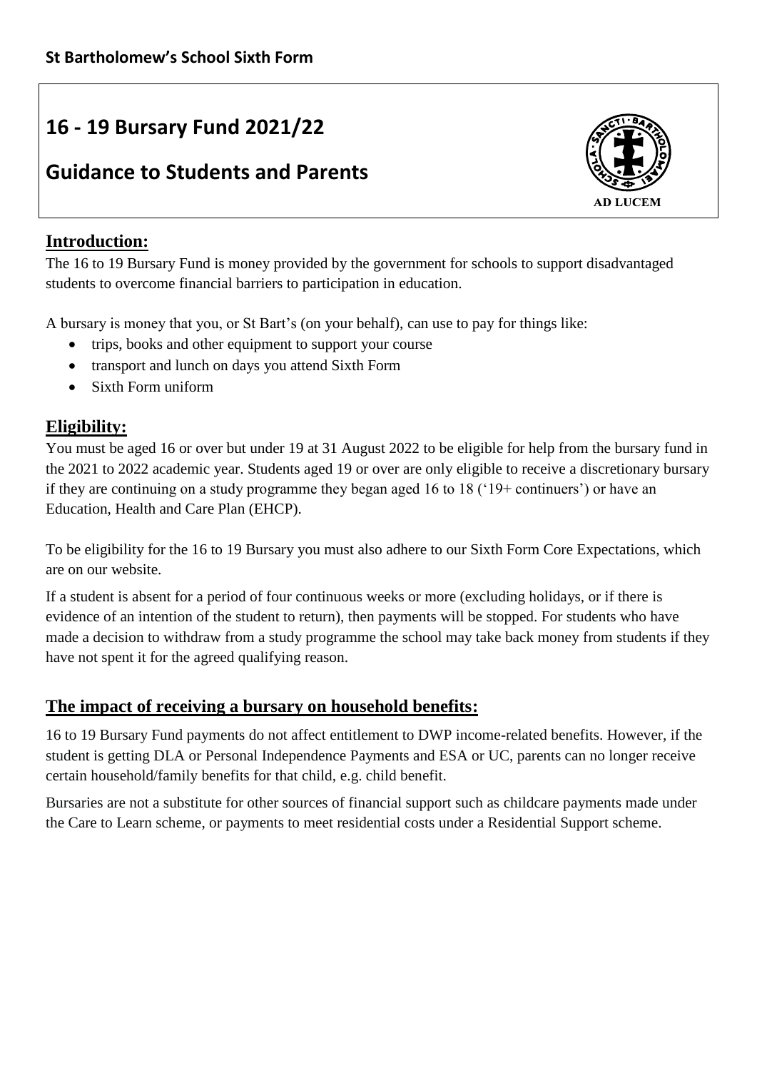**St Bartholomew's School Sixth Form**

# 16 - 19 Bursary Fund 2021/22

# Guidance to Students and Parents

AD LUCEM

## Introduction:

The 16 to 19 Bursary Fund is money provided by the government for schools to support disadvantaged students to overcome financial barriers to participation in education.

A bursary is money that you, or St Bart's (on your behalf), can use to pay for things like:

- trips, books and other equipment to support your course
- transport and lunch on days you attend Sixth Form
- Sixth Form uniform

## Eligibility:

You must be aged 16 or over but under 19 at 31 August 2022 to be eligible for help from the bursary fund in the 2021 to 2022 academic year. Students aged 19 or over are only eligible to receive a discretionary bursary if they are continuing on a study programme they began aged 16 to 18 ('19+ continuers') or have an Education, Health and Care Plan (EHCP).

To be eligibility for the 16 to 19 Bursary you must also adhere to our Sixth Form Core Expectations, which are on our website.

If a student is absent for a period of four continuous weeks or more (excluding holidays, or if there is evidence of an intention of the student to return), then payments will be stopped. For students who have made a decision to withdraw from a study programme the school may take back money from students if they have not spent it for the agreed qualifying reason.

## The impact of receiving a bursary on household benefits:

16 to 19 Bursary Fund payments do not affect entitlement to DWP income-related benefits. However, if the student is getting DLA or Personal Independence Payments and ESA or UC, parents can no longer receive certain household/family benefits for that child, e.g. child benefit.

Bursaries are not a substitute for other sources of financial support such as childcare payments made under the Care to Learn scheme, or payments to meet residential costs under a Residential Support scheme.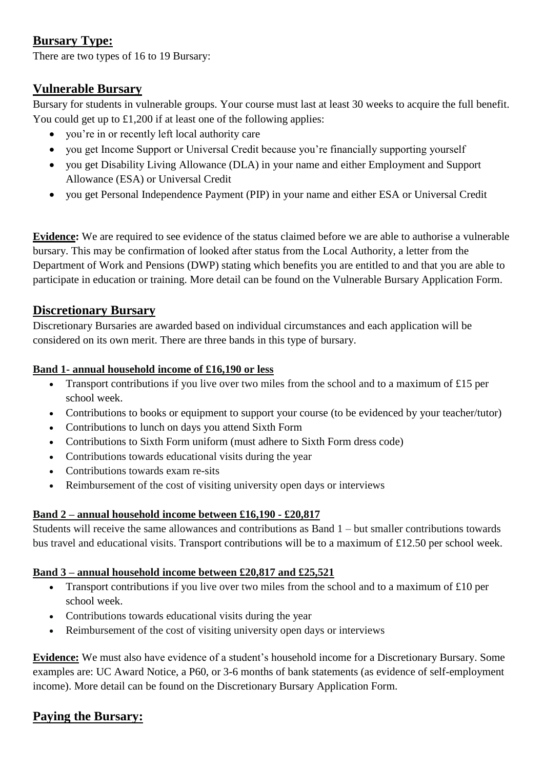## Bursary Type:

There are two types of 16 to 19 Bursary:

## Vulnerable Bursary

Bursary for students in vulnerable groups. Your course must last at least 30 weeks to acquire the full benefit. You could get up to £1,200 if at least one of the following applies:

- you're in or recently left local authority care
- you get Income Support or Universal Credit because you're financially supporting yourself
- you get Disability Living Allowance (DLA) in your name and either Employment and Support Allowance (ESA) or Universal Credit
- you get Personal Independence Payment (PIP) in your name and either ESA or Universal Credit

**Evidence:** We are required to see evidence of the status claimed before we are able to authorise a vulnerable bursary. This may be confirmation of looked after status from the Local Authority, a letter from the Department of Work and Pensions (DWP) stating which benefits you are entitled to and that you are able to participate in education or training. More detail can be found on the Vulnerable Bursary Application Form.

## Discretionary Bursary

Discretionary Bursaries are awarded based on individual circumstances and each application will be considered on its own merit. There are three bands in this type of bursary.

### Band 1- annual household income of £16,190 or less

- Transport contributions if you live over two miles from the school and to a maximum of £15 per school week.
- Contributions to books or equipment to support your course (to be evidenced by your teacher/tutor)
- Contributions to lunch on days you attend Sixth Form
- Contributions to Sixth Form uniform (must adhere to Sixth Form dress code)
- Contributions towards educational visits during the year
- Contributions towards exam re-sits
- Reimbursement of the cost of visiting university open days or interviews

### Band 2 – annual household income between £16,190 - £20,817

Students will receive the same allowances and contributions as Band 1 – but smaller contributions towards bus travel and educational visits. Transport contributions will be to a maximum of £12.50 per school week.

### Band 3 – annual household income between £20,817 and £25,521

- Transport contributions if you live over two miles from the school and to a maximum of £10 per school week.
- Contributions towards educational visits during the year
- Reimbursement of the cost of visiting university open days or interviews

**Evidence:** We must also have evidence of a student's household income for a Discretionary Bursary. Some examples are: UC Award Notice, a P60, or 3-6 months of bank statements (as evidence of self-employment income). More detail can be found on the Discretionary Bursary Application Form.

## Paying the Bursary: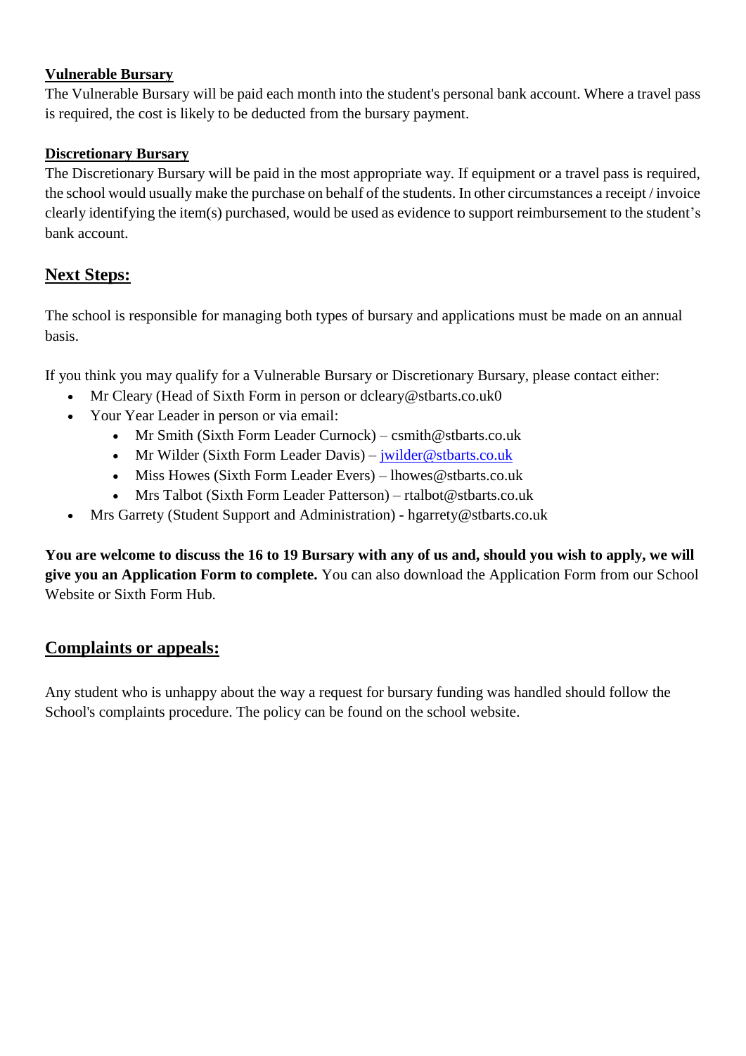**Vulnerable Bursary**

The Vulnerable Bursary will be paid each month into the student's personal bank account. Where a travel pass is required, the cost is likely to be deducted from the bursary payment.

**Discretionary Bursary**

The Discretionary Bursary will be paid in the most appropriate way. If equipment or a travel pass is required, the school would usually make the purchase on behalf of the students. In other circumstances a receipt / invoice clearly identifying the item(s) purchased, would be used as evidence to support reimbursement to the student's bank account.

## Next Steps:

The school is responsible for managing both types of bursary and applications must be made on an annual basis.

If you think you may qualify for a Vulnerable Bursary or Discretionary Bursary, please contact either:

- Mr Cleary (Head of Sixth Form in person or dcleary@stbarts.co.uk0
- Your Year Leader in person or via email:
  - Mr Smith (Sixth Form Leader Curnock) – csmith@stbarts.co.uk
  - Mr Wilder (Sixth Form Leader Davis) – jwilder@stbarts.co.uk
  - Miss Howes (Sixth Form Leader Evers) – lhowes@stbarts.co.uk
  - Mrs Talbot (Sixth Form Leader Patterson) – rtalbot@stbarts.co.uk
- Mrs Garrety (Student Support and Administration) - hgarrety@stbarts.co.uk

**You are welcome to discuss the 16 to 19 Bursary with any of us and, should you wish to apply, we will give you an Application Form to complete.** You can also download the Application Form from our School Website or Sixth Form Hub.

## Complaints or appeals:

Any student who is unhappy about the way a request for bursary funding was handled should follow the School's complaints procedure. The policy can be found on the school website.